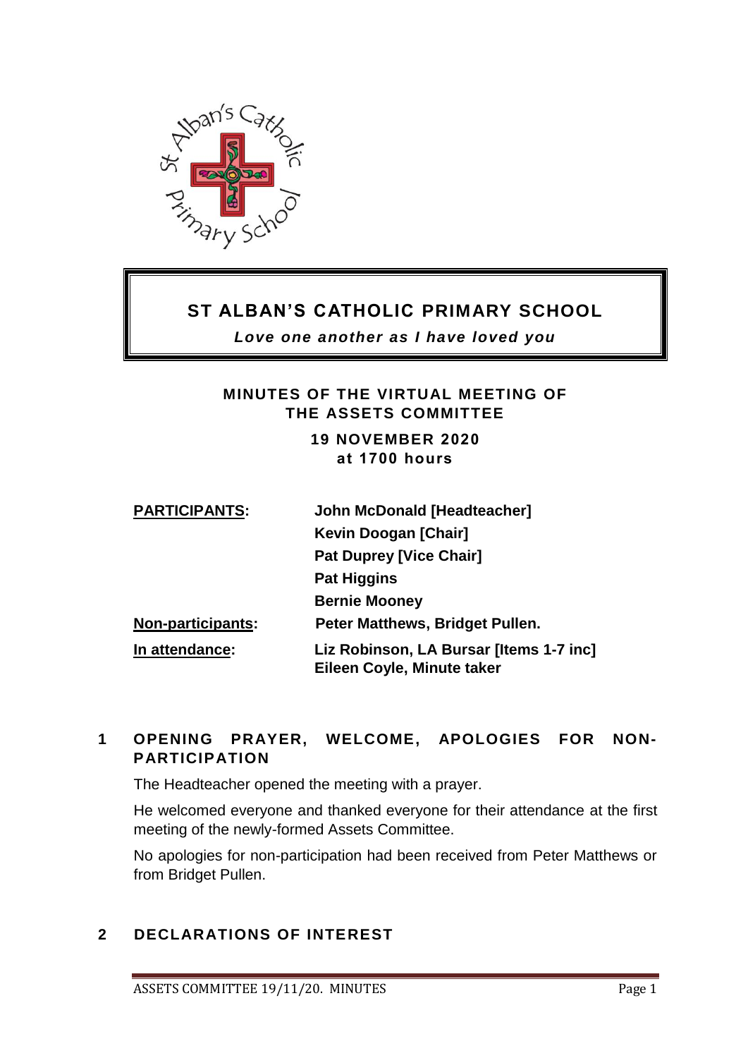# ST ALBAN'S CATHOLIC PRIMARY SCHOOL

***Love one another as I have loved you***

## MINUTES OF THE VIRTUAL MEETING OF THE ASSETS COMMITTEE

**19 NOVEMBER 2020**
**at 1700 hours**

| | |
|---|---|
| **PARTICIPANTS:** | **John McDonald [Headteacher]** |
| | **Kevin Doogan [Chair]** |
| | **Pat Duprey [Vice Chair]** |
| | **Pat Higgins** |
| | **Bernie Mooney** |
| **Non-participants:** | **Peter Matthews, Bridget Pullen.** |
| **In attendance:** | **Liz Robinson, LA Bursar [Items 1-7 inc]** <br> **Eileen Coyle, Minute taker** |

## 1 OPENING PRAYER, WELCOME, APOLOGIES FOR NON-PARTICIPATION

The Headteacher opened the meeting with a prayer.

He welcomed everyone and thanked everyone for their attendance at the first meeting of the newly-formed Assets Committee.

No apologies for non-participation had been received from Peter Matthews or from Bridget Pullen.

## 2 DECLARATIONS OF INTEREST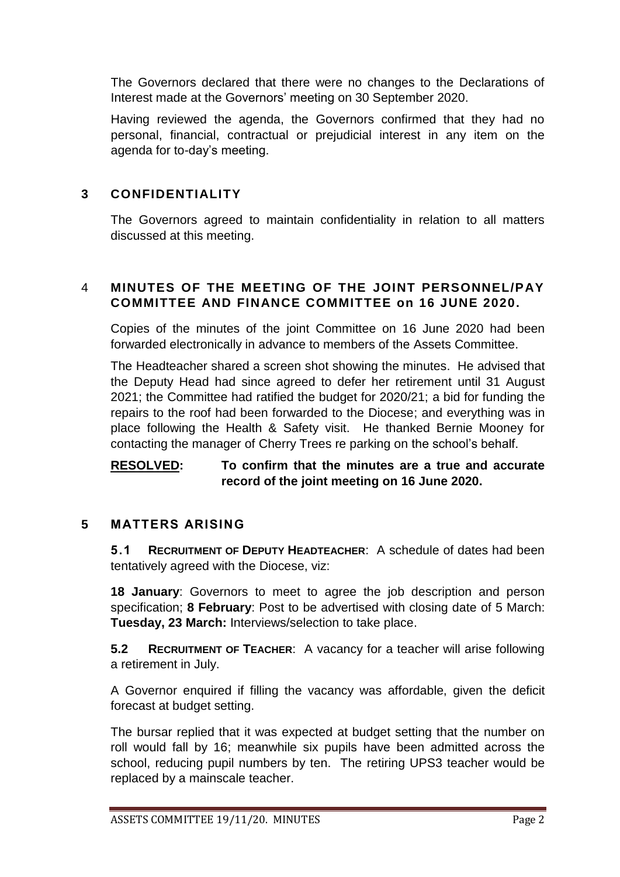The Governors declared that there were no changes to the Declarations of Interest made at the Governors' meeting on 30 September 2020.

Having reviewed the agenda, the Governors confirmed that they had no personal, financial, contractual or prejudicial interest in any item on the agenda for to-day's meeting.

## 3 CONFIDENTIALITY

The Governors agreed to maintain confidentiality in relation to all matters discussed at this meeting.

## 4 MINUTES OF THE MEETING OF THE JOINT PERSONNEL/PAY COMMITTEE AND FINANCE COMMITTEE on 16 JUNE 2020.

Copies of the minutes of the joint Committee on 16 June 2020 had been forwarded electronically in advance to members of the Assets Committee.

The Headteacher shared a screen shot showing the minutes. He advised that the Deputy Head had since agreed to defer her retirement until 31 August 2021; the Committee had ratified the budget for 2020/21; a bid for funding the repairs to the roof had been forwarded to the Diocese; and everything was in place following the Health & Safety visit. He thanked Bernie Mooney for contacting the manager of Cherry Trees re parking on the school's behalf.

**RESOLVED:** **To confirm that the minutes are a true and accurate record of the joint meeting on 16 June 2020.**

## 5 MATTERS ARISING

**5.1 RECRUITMENT OF DEPUTY HEADTEACHER**: A schedule of dates had been tentatively agreed with the Diocese, viz:

**18 January**: Governors to meet to agree the job description and person specification; **8 February**: Post to be advertised with closing date of 5 March: **Tuesday, 23 March:** Interviews/selection to take place.

**5.2 RECRUITMENT OF TEACHER**: A vacancy for a teacher will arise following a retirement in July.

A Governor enquired if filling the vacancy was affordable, given the deficit forecast at budget setting.

The bursar replied that it was expected at budget setting that the number on roll would fall by 16; meanwhile six pupils have been admitted across the school, reducing pupil numbers by ten. The retiring UPS3 teacher would be replaced by a mainscale teacher.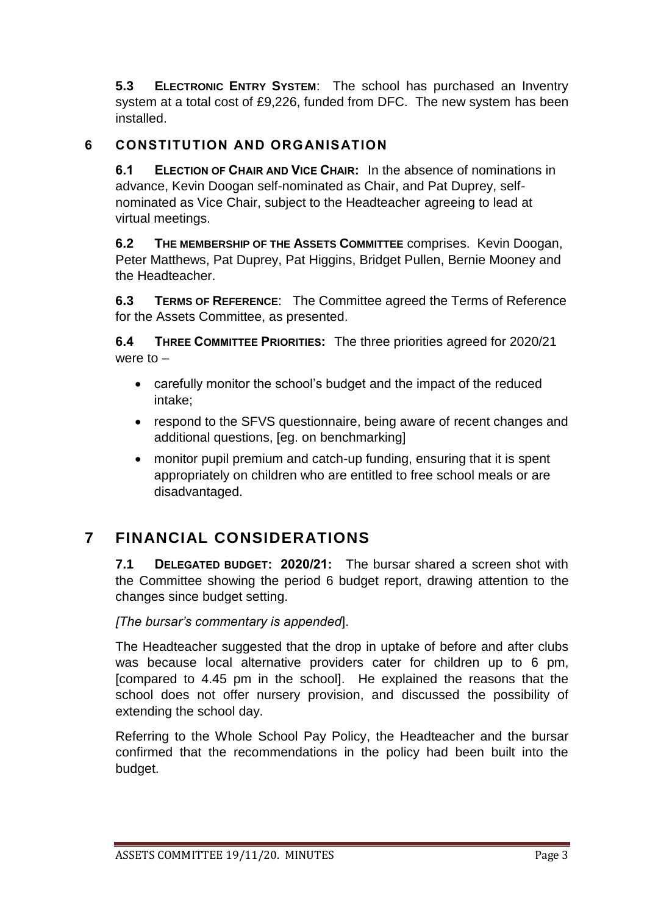**5.3 ELECTRONIC ENTRY SYSTEM**: The school has purchased an Inventry system at a total cost of £9,226, funded from DFC. The new system has been installed.

## 6 CONSTITUTION AND ORGANISATION

**6.1 ELECTION OF CHAIR AND VICE CHAIR:** In the absence of nominations in advance, Kevin Doogan self-nominated as Chair, and Pat Duprey, self-nominated as Vice Chair, subject to the Headteacher agreeing to lead at virtual meetings.

**6.2 THE MEMBERSHIP OF THE ASSETS COMMITTEE** comprises. Kevin Doogan, Peter Matthews, Pat Duprey, Pat Higgins, Bridget Pullen, Bernie Mooney and the Headteacher.

**6.3 TERMS OF REFERENCE**: The Committee agreed the Terms of Reference for the Assets Committee, as presented.

**6.4 THREE COMMITTEE PRIORITIES:** The three priorities agreed for 2020/21 were to –

- carefully monitor the school's budget and the impact of the reduced intake;
- respond to the SFVS questionnaire, being aware of recent changes and additional questions, [eg. on benchmarking]
- monitor pupil premium and catch-up funding, ensuring that it is spent appropriately on children who are entitled to free school meals or are disadvantaged.

# 7 FINANCIAL CONSIDERATIONS

**7.1 DELEGATED BUDGET: 2020/21:** The bursar shared a screen shot with the Committee showing the period 6 budget report, drawing attention to the changes since budget setting.

*[The bursar's commentary is appended*].

The Headteacher suggested that the drop in uptake of before and after clubs was because local alternative providers cater for children up to 6 pm, [compared to 4.45 pm in the school]. He explained the reasons that the school does not offer nursery provision, and discussed the possibility of extending the school day.

Referring to the Whole School Pay Policy, the Headteacher and the bursar confirmed that the recommendations in the policy had been built into the budget.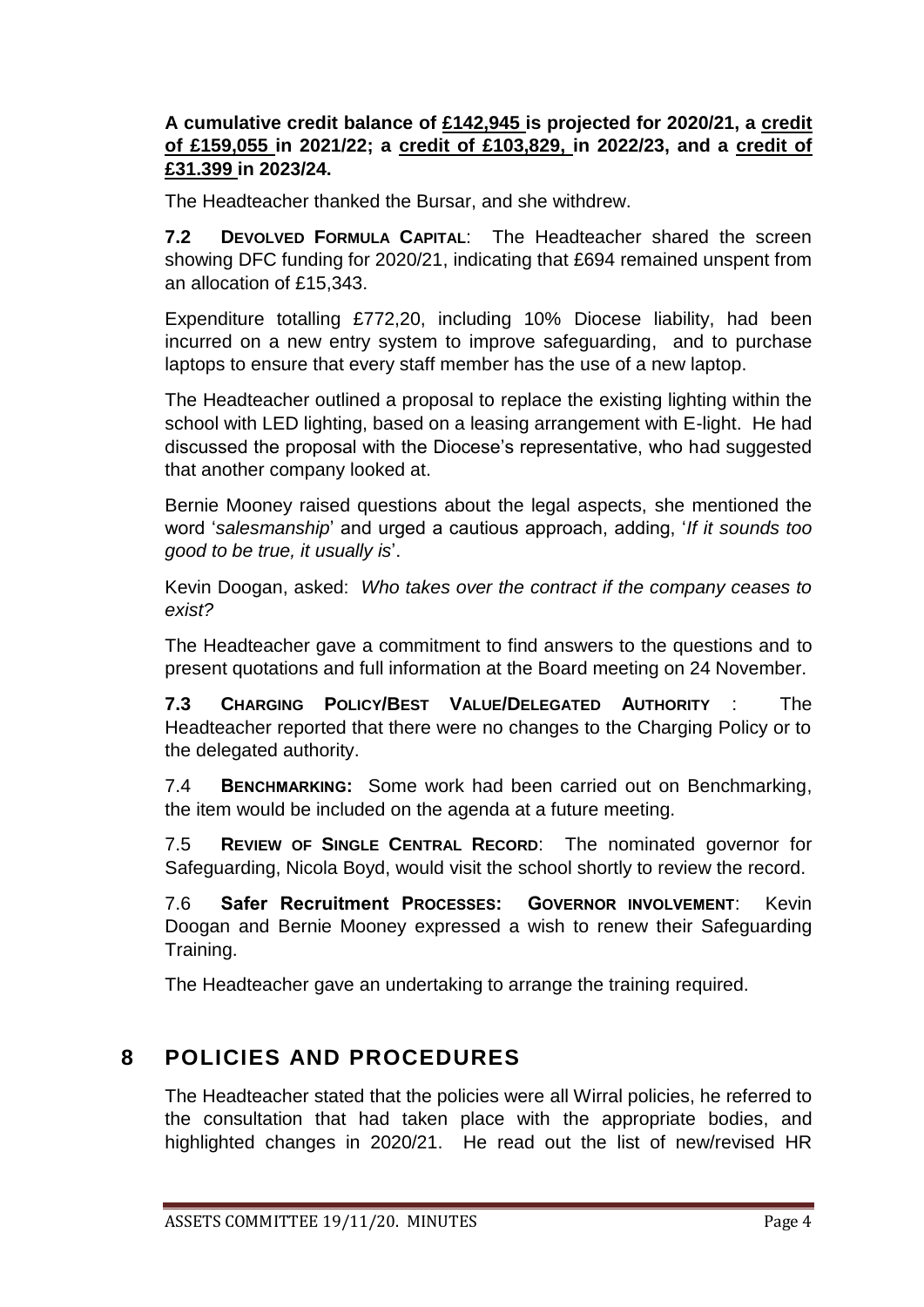**A cumulative credit balance of <u>£142,945</u> is projected for 2020/21, a <u>credit of £159,055</u> in 2021/22; a <u>credit of £103,829,</u> in 2022/23, and a <u>credit of £31.399</u> in 2023/24.**

The Headteacher thanked the Bursar, and she withdrew.

**7.2 DEVOLVED FORMULA CAPITAL**: The Headteacher shared the screen showing DFC funding for 2020/21, indicating that £694 remained unspent from an allocation of £15,343.

Expenditure totalling £772,20, including 10% Diocese liability, had been incurred on a new entry system to improve safeguarding, and to purchase laptops to ensure that every staff member has the use of a new laptop.

The Headteacher outlined a proposal to replace the existing lighting within the school with LED lighting, based on a leasing arrangement with E-light. He had discussed the proposal with the Diocese's representative, who had suggested that another company looked at.

Bernie Mooney raised questions about the legal aspects, she mentioned the word '*salesmanship*' and urged a cautious approach, adding, '*If it sounds too good to be true, it usually is*'.

Kevin Doogan, asked: *Who takes over the contract if the company ceases to exist?*

The Headteacher gave a commitment to find answers to the questions and to present quotations and full information at the Board meeting on 24 November.

**7.3 CHARGING POLICY/BEST VALUE/DELEGATED AUTHORITY** : The Headteacher reported that there were no changes to the Charging Policy or to the delegated authority.

7.4 **BENCHMARKING:** Some work had been carried out on Benchmarking, the item would be included on the agenda at a future meeting.

7.5 **REVIEW OF SINGLE CENTRAL RECORD**: The nominated governor for Safeguarding, Nicola Boyd, would visit the school shortly to review the record.

7.6 **Safer Recruitment PROCESSES: GOVERNOR INVOLVEMENT**: Kevin Doogan and Bernie Mooney expressed a wish to renew their Safeguarding Training.

The Headteacher gave an undertaking to arrange the training required.

## 8 POLICIES AND PROCEDURES

The Headteacher stated that the policies were all Wirral policies, he referred to the consultation that had taken place with the appropriate bodies, and highlighted changes in 2020/21. He read out the list of new/revised HR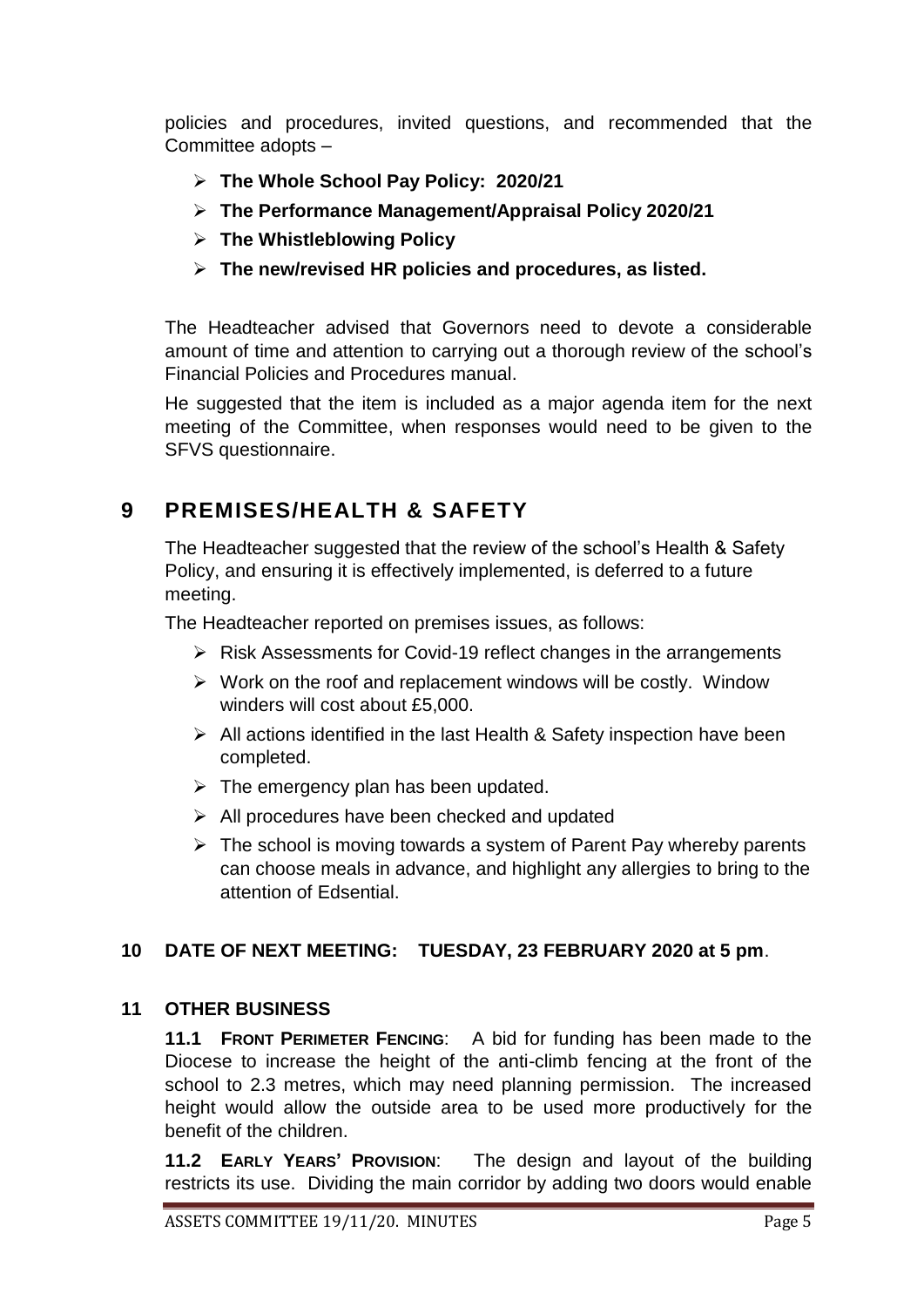policies and procedures, invited questions, and recommended that the Committee adopts –

- **The Whole School Pay Policy: 2020/21**
- **The Performance Management/Appraisal Policy 2020/21**
- **The Whistleblowing Policy**
- **The new/revised HR policies and procedures, as listed.**

The Headteacher advised that Governors need to devote a considerable amount of time and attention to carrying out a thorough review of the school's Financial Policies and Procedures manual.

He suggested that the item is included as a major agenda item for the next meeting of the Committee, when responses would need to be given to the SFVS questionnaire.

# 9 PREMISES/HEALTH & SAFETY

The Headteacher suggested that the review of the school's Health & Safety Policy, and ensuring it is effectively implemented, is deferred to a future meeting.

The Headteacher reported on premises issues, as follows:

- Risk Assessments for Covid-19 reflect changes in the arrangements
- Work on the roof and replacement windows will be costly. Window winders will cost about £5,000.
- All actions identified in the last Health & Safety inspection have been completed.
- The emergency plan has been updated.
- All procedures have been checked and updated
- The school is moving towards a system of Parent Pay whereby parents can choose meals in advance, and highlight any allergies to bring to the attention of Edsential.

## 10 DATE OF NEXT MEETING: TUESDAY, 23 FEBRUARY 2020 at 5 pm.

## 11 OTHER BUSINESS

**11.1 FRONT PERIMETER FENCING**: A bid for funding has been made to the Diocese to increase the height of the anti-climb fencing at the front of the school to 2.3 metres, which may need planning permission. The increased height would allow the outside area to be used more productively for the benefit of the children.

**11.2 EARLY YEARS' PROVISION**: The design and layout of the building restricts its use. Dividing the main corridor by adding two doors would enable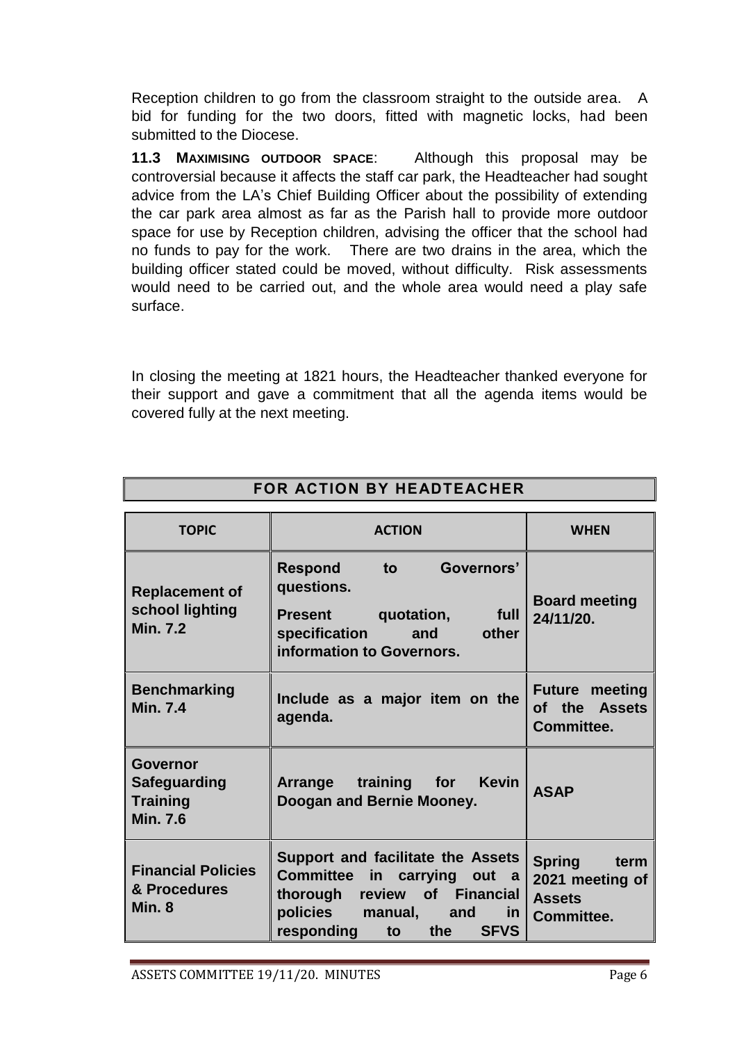Reception children to go from the classroom straight to the outside area. A bid for funding for the two doors, fitted with magnetic locks, had been submitted to the Diocese.

**11.3 MAXIMISING OUTDOOR SPACE**: Although this proposal may be controversial because it affects the staff car park, the Headteacher had sought advice from the LA's Chief Building Officer about the possibility of extending the car park area almost as far as the Parish hall to provide more outdoor space for use by Reception children, advising the officer that the school had no funds to pay for the work. There are two drains in the area, which the building officer stated could be moved, without difficulty. Risk assessments would need to be carried out, and the whole area would need a play safe surface.

In closing the meeting at 1821 hours, the Headteacher thanked everyone for their support and gave a commitment that all the agenda items would be covered fully at the next meeting.

**FOR ACTION BY HEADTEACHER**

| TOPIC | ACTION | WHEN |
|---|---|---|
| **Replacement of school lighting Min. 7.2** | **Respond to Governors' questions.** **Present quotation, full specification and other information to Governors.** | **Board meeting 24/11/20.** |
| **Benchmarking Min. 7.4** | **Include as a major item on the agenda.** | **Future meeting of the Assets Committee.** |
| **Governor Safeguarding Training Min. 7.6** | **Arrange training for Kevin Doogan and Bernie Mooney.** | **ASAP** |
| **Financial Policies & Procedures Min. 8** | **Support and facilitate the Assets Committee in carrying out a thorough review of Financial policies manual, and in responding to the SFVS** | **Spring term 2021 meeting of Assets Committee.** |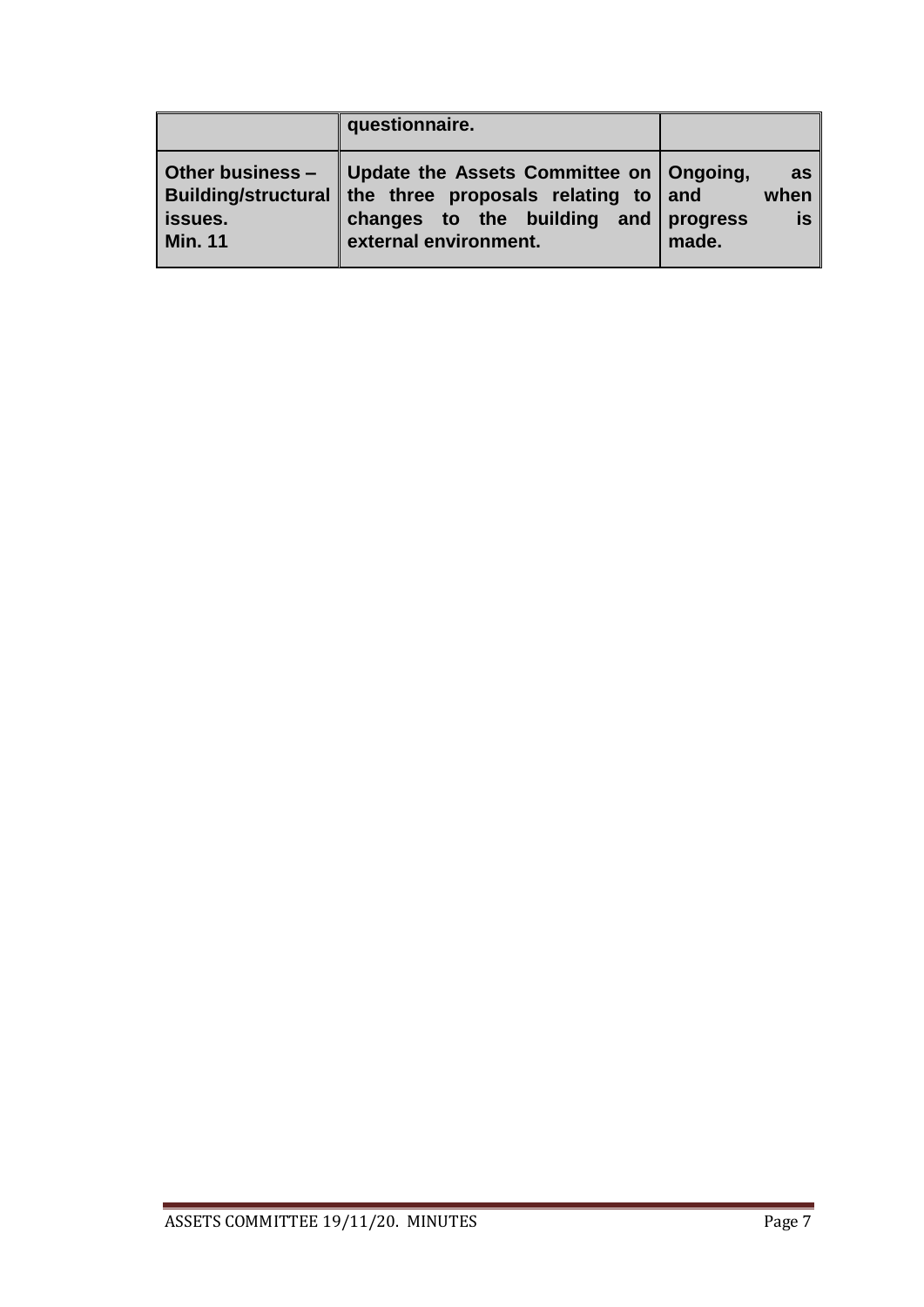| | | |
|---|---|---|
| | **questionnaire.** | |
| **Other business – Building/structural issues. Min. 11** | **Update the Assets Committee on the three proposals relating to changes to the building and external environment.** | **Ongoing, as and when progress is made.** |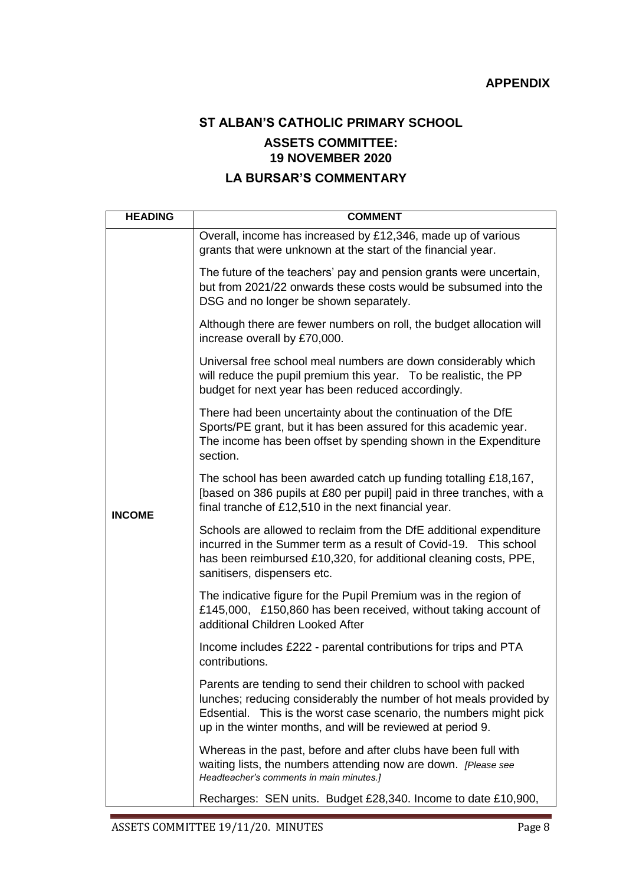**APPENDIX**

## ST ALBAN'S CATHOLIC PRIMARY SCHOOL

### ASSETS COMMITTEE:
### 19 NOVEMBER 2020

### LA BURSAR'S COMMENTARY

| HEADING | COMMENT |
|---|---|
| INCOME | Overall, income has increased by £12,346, made up of various grants that were unknown at the start of the financial year.<br><br>The future of the teachers' pay and pension grants were uncertain, but from 2021/22 onwards these costs would be subsumed into the DSG and no longer be shown separately.<br><br>Although there are fewer numbers on roll, the budget allocation will increase overall by £70,000.<br><br>Universal free school meal numbers are down considerably which will reduce the pupil premium this year. To be realistic, the PP budget for next year has been reduced accordingly.<br><br>There had been uncertainty about the continuation of the DfE Sports/PE grant, but it has been assured for this academic year. The income has been offset by spending shown in the Expenditure section.<br><br>The school has been awarded catch up funding totalling £18,167, [based on 386 pupils at £80 per pupil] paid in three tranches, with a final tranche of £12,510 in the next financial year.<br><br>Schools are allowed to reclaim from the DfE additional expenditure incurred in the Summer term as a result of Covid-19. This school has been reimbursed £10,320, for additional cleaning costs, PPE, sanitisers, dispensers etc.<br><br>The indicative figure for the Pupil Premium was in the region of £145,000, £150,860 has been received, without taking account of additional Children Looked After<br><br>Income includes £222 - parental contributions for trips and PTA contributions.<br><br>Parents are tending to send their children to school with packed lunches; reducing considerably the number of hot meals provided by Edsential. This is the worst case scenario, the numbers might pick up in the winter months, and will be reviewed at period 9.<br><br>Whereas in the past, before and after clubs have been full with waiting lists, the numbers attending now are down. *[Please see Headteacher's comments in main minutes.]*<br><br>Recharges: SEN units. Budget £28,340. Income to date £10,900, |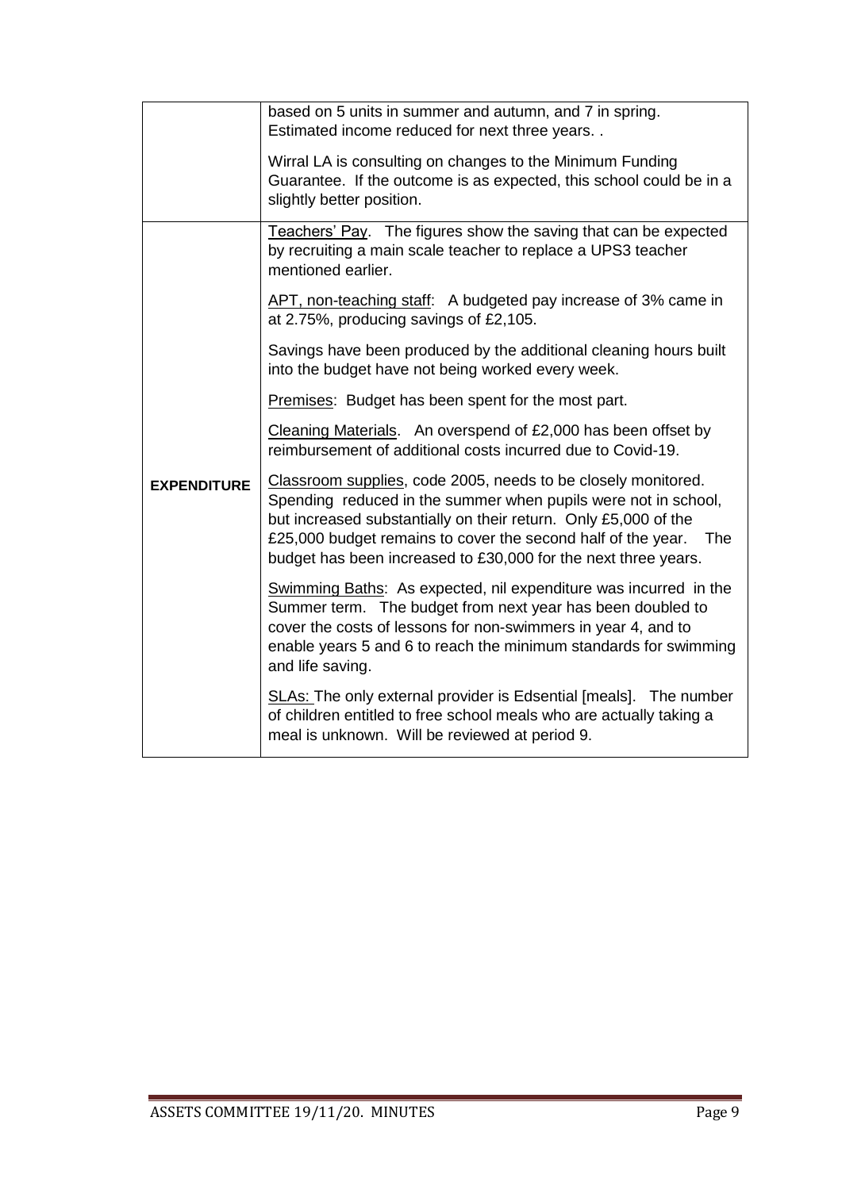| | |
|---|---|
| | based on 5 units in summer and autumn, and 7 in spring. Estimated income reduced for next three years. .<br><br>Wirral LA is consulting on changes to the Minimum Funding Guarantee. If the outcome is as expected, this school could be in a slightly better position. |
| **EXPENDITURE** | Teachers' Pay. The figures show the saving that can be expected by recruiting a main scale teacher to replace a UPS3 teacher mentioned earlier.<br><br>APT, non-teaching staff: A budgeted pay increase of 3% came in at 2.75%, producing savings of £2,105.<br><br>Savings have been produced by the additional cleaning hours built into the budget have not being worked every week.<br><br>Premises: Budget has been spent for the most part.<br><br>Cleaning Materials. An overspend of £2,000 has been offset by reimbursement of additional costs incurred due to Covid-19.<br><br>Classroom supplies, code 2005, needs to be closely monitored. Spending reduced in the summer when pupils were not in school, but increased substantially on their return. Only £5,000 of the £25,000 budget remains to cover the second half of the year. The budget has been increased to £30,000 for the next three years.<br><br>Swimming Baths: As expected, nil expenditure was incurred in the Summer term. The budget from next year has been doubled to cover the costs of lessons for non-swimmers in year 4, and to enable years 5 and 6 to reach the minimum standards for swimming and life saving.<br><br>SLAs: The only external provider is Edsential [meals]. The number of children entitled to free school meals who are actually taking a meal is unknown. Will be reviewed at period 9. |